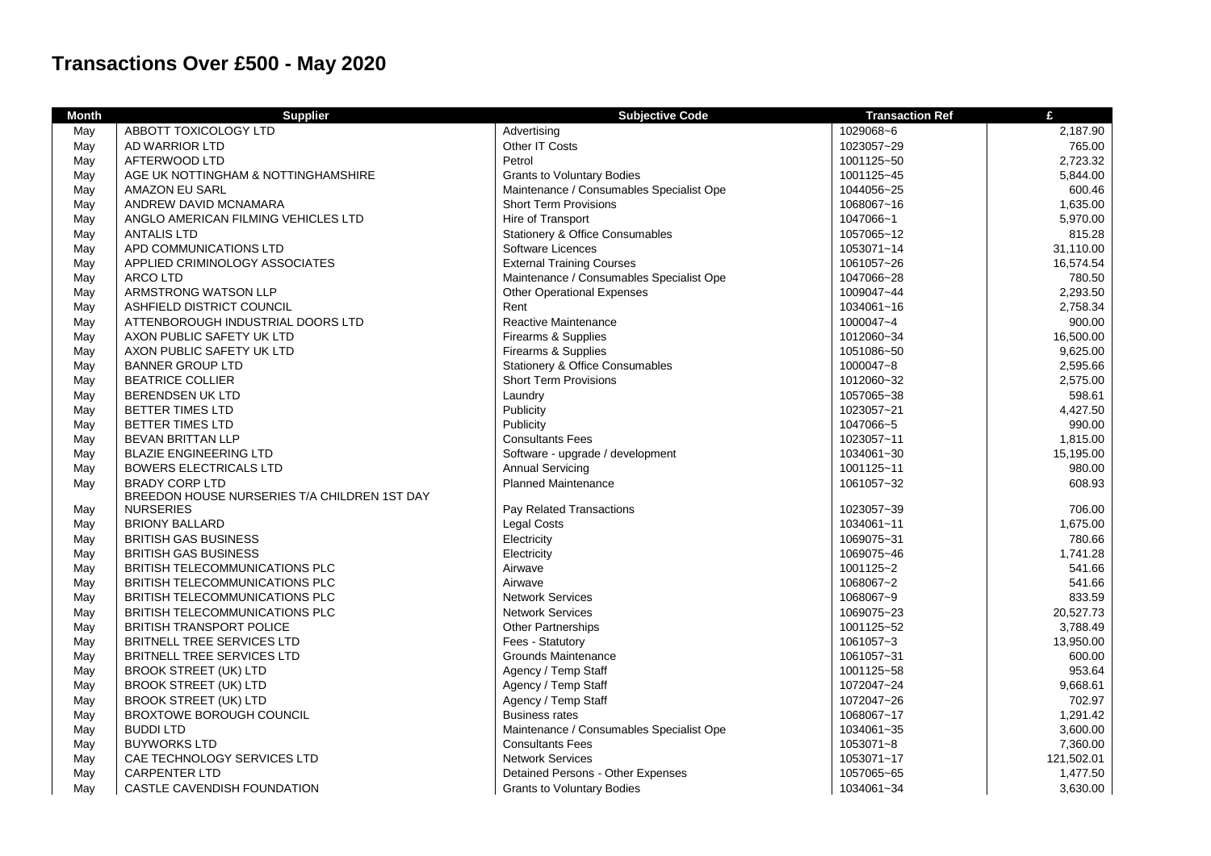# Transactions Over £500 - May 2020

| Month | Supplier | Subjective Code | Transaction Ref | £ |
|---|---|---|---|---|
| May | ABBOTT TOXICOLOGY LTD | Advertising | 1029068~6 | 2,187.90 |
| May | AD WARRIOR LTD | Other IT Costs | 1023057~29 | 765.00 |
| May | AFTERWOOD LTD | Petrol | 1001125~50 | 2,723.32 |
| May | AGE UK NOTTINGHAM & NOTTINGHAMSHIRE | Grants to Voluntary Bodies | 1001125~45 | 5,844.00 |
| May | AMAZON EU SARL | Maintenance / Consumables Specialist Ope | 1044056~25 | 600.46 |
| May | ANDREW DAVID MCNAMARA | Short Term Provisions | 1068067~16 | 1,635.00 |
| May | ANGLO AMERICAN FILMING VEHICLES LTD | Hire of Transport | 1047066~1 | 5,970.00 |
| May | ANTALIS LTD | Stationery & Office Consumables | 1057065~12 | 815.28 |
| May | APD COMMUNICATIONS LTD | Software Licences | 1053071~14 | 31,110.00 |
| May | APPLIED CRIMINOLOGY ASSOCIATES | External Training Courses | 1061057~26 | 16,574.54 |
| May | ARCO LTD | Maintenance / Consumables Specialist Ope | 1047066~28 | 780.50 |
| May | ARMSTRONG WATSON LLP | Other Operational Expenses | 1009047~44 | 2,293.50 |
| May | ASHFIELD DISTRICT COUNCIL | Rent | 1034061~16 | 2,758.34 |
| May | ATTENBOROUGH INDUSTRIAL DOORS LTD | Reactive Maintenance | 1000047~4 | 900.00 |
| May | AXON PUBLIC SAFETY UK LTD | Firearms & Supplies | 1012060~34 | 16,500.00 |
| May | AXON PUBLIC SAFETY UK LTD | Firearms & Supplies | 1051086~50 | 9,625.00 |
| May | BANNER GROUP LTD | Stationery & Office Consumables | 1000047~8 | 2,595.66 |
| May | BEATRICE COLLIER | Short Term Provisions | 1012060~32 | 2,575.00 |
| May | BERENDSEN UK LTD | Laundry | 1057065~38 | 598.61 |
| May | BETTER TIMES LTD | Publicity | 1023057~21 | 4,427.50 |
| May | BETTER TIMES LTD | Publicity | 1047066~5 | 990.00 |
| May | BEVAN BRITTAN LLP | Consultants Fees | 1023057~11 | 1,815.00 |
| May | BLAZIE ENGINEERING LTD | Software - upgrade / development | 1034061~30 | 15,195.00 |
| May | BOWERS ELECTRICALS LTD | Annual Servicing | 1001125~11 | 980.00 |
| May | BRADY CORP LTD | Planned Maintenance | 1061057~32 | 608.93 |
| May | BREEDON HOUSE NURSERIES T/A CHILDREN 1ST DAY NURSERIES | Pay Related Transactions | 1023057~39 | 706.00 |
| May | BRIONY BALLARD | Legal Costs | 1034061~11 | 1,675.00 |
| May | BRITISH GAS BUSINESS | Electricity | 1069075~31 | 780.66 |
| May | BRITISH GAS BUSINESS | Electricity | 1069075~46 | 1,741.28 |
| May | BRITISH TELECOMMUNICATIONS PLC | Airwave | 1001125~2 | 541.66 |
| May | BRITISH TELECOMMUNICATIONS PLC | Airwave | 1068067~2 | 541.66 |
| May | BRITISH TELECOMMUNICATIONS PLC | Network Services | 1068067~9 | 833.59 |
| May | BRITISH TELECOMMUNICATIONS PLC | Network Services | 1069075~23 | 20,527.73 |
| May | BRITISH TRANSPORT POLICE | Other Partnerships | 1001125~52 | 3,788.49 |
| May | BRITNELL TREE SERVICES LTD | Fees - Statutory | 1061057~3 | 13,950.00 |
| May | BRITNELL TREE SERVICES LTD | Grounds Maintenance | 1061057~31 | 600.00 |
| May | BROOK STREET (UK) LTD | Agency / Temp Staff | 1001125~58 | 953.64 |
| May | BROOK STREET (UK) LTD | Agency / Temp Staff | 1072047~24 | 9,668.61 |
| May | BROOK STREET (UK) LTD | Agency / Temp Staff | 1072047~26 | 702.97 |
| May | BROXTOWE BOROUGH COUNCIL | Business rates | 1068067~17 | 1,291.42 |
| May | BUDDI LTD | Maintenance / Consumables Specialist Ope | 1034061~35 | 3,600.00 |
| May | BUYWORKS LTD | Consultants Fees | 1053071~8 | 7,360.00 |
| May | CAE TECHNOLOGY SERVICES LTD | Network Services | 1053071~17 | 121,502.01 |
| May | CARPENTER LTD | Detained Persons - Other Expenses | 1057065~65 | 1,477.50 |
| May | CASTLE CAVENDISH FOUNDATION | Grants to Voluntary Bodies | 1034061~34 | 3,630.00 |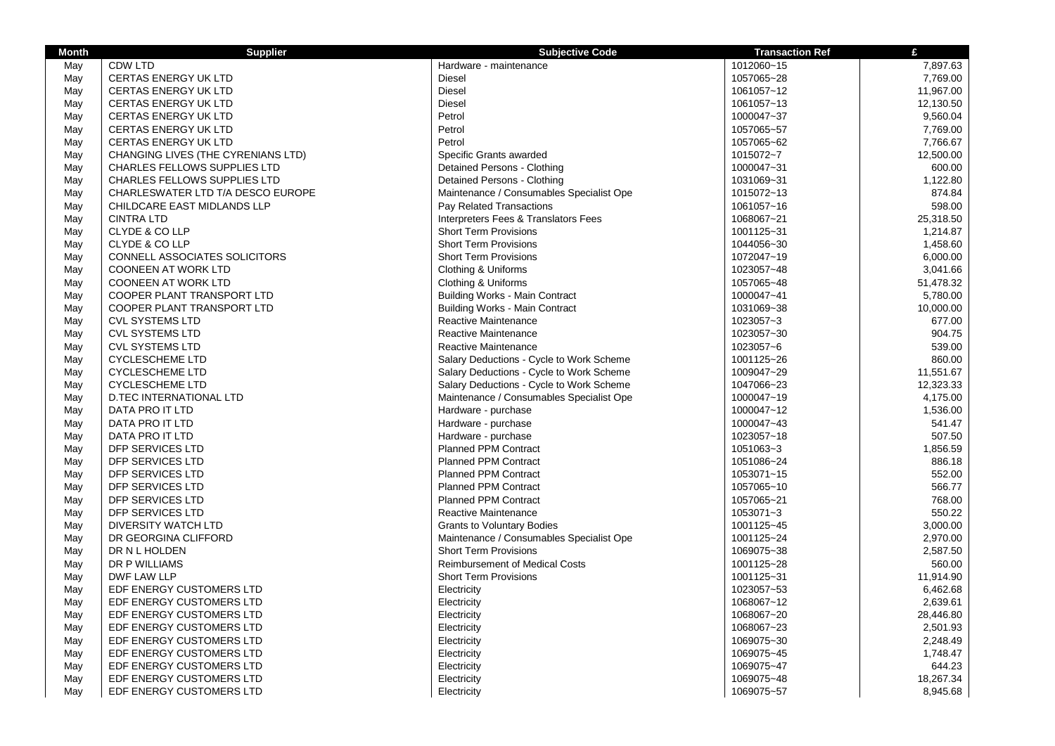| Month | Supplier | Subjective Code | Transaction Ref | £ |
| --- | --- | --- | --- | --- |
| May | CDW LTD | Hardware - maintenance | 1012060~15 | 7,897.63 |
| May | CERTAS ENERGY UK LTD | Diesel | 1057065~28 | 7,769.00 |
| May | CERTAS ENERGY UK LTD | Diesel | 1061057~12 | 11,967.00 |
| May | CERTAS ENERGY UK LTD | Diesel | 1061057~13 | 12,130.50 |
| May | CERTAS ENERGY UK LTD | Petrol | 1000047~37 | 9,560.04 |
| May | CERTAS ENERGY UK LTD | Petrol | 1057065~57 | 7,769.00 |
| May | CERTAS ENERGY UK LTD | Petrol | 1057065~62 | 7,766.67 |
| May | CHANGING LIVES (THE CYRENIANS LTD) | Specific Grants awarded | 1015072~7 | 12,500.00 |
| May | CHARLES FELLOWS SUPPLIES LTD | Detained Persons - Clothing | 1000047~31 | 600.00 |
| May | CHARLES FELLOWS SUPPLIES LTD | Detained Persons - Clothing | 1031069~31 | 1,122.80 |
| May | CHARLESWATER LTD T/A DESCO EUROPE | Maintenance / Consumables Specialist Ope | 1015072~13 | 874.84 |
| May | CHILDCARE EAST MIDLANDS LLP | Pay Related Transactions | 1061057~16 | 598.00 |
| May | CINTRA LTD | Interpreters Fees & Translators Fees | 1068067~21 | 25,318.50 |
| May | CLYDE & CO LLP | Short Term Provisions | 1001125~31 | 1,214.87 |
| May | CLYDE & CO LLP | Short Term Provisions | 1044056~30 | 1,458.60 |
| May | CONNELL ASSOCIATES SOLICITORS | Short Term Provisions | 1072047~19 | 6,000.00 |
| May | COONEEN AT WORK LTD | Clothing & Uniforms | 1023057~48 | 3,041.66 |
| May | COONEEN AT WORK LTD | Clothing & Uniforms | 1057065~48 | 51,478.32 |
| May | COOPER PLANT TRANSPORT LTD | Building Works - Main Contract | 1000047~41 | 5,780.00 |
| May | COOPER PLANT TRANSPORT LTD | Building Works - Main Contract | 1031069~38 | 10,000.00 |
| May | CVL SYSTEMS LTD | Reactive Maintenance | 1023057~3 | 677.00 |
| May | CVL SYSTEMS LTD | Reactive Maintenance | 1023057~30 | 904.75 |
| May | CVL SYSTEMS LTD | Reactive Maintenance | 1023057~6 | 539.00 |
| May | CYCLESCHEME LTD | Salary Deductions - Cycle to Work Scheme | 1001125~26 | 860.00 |
| May | CYCLESCHEME LTD | Salary Deductions - Cycle to Work Scheme | 1009047~29 | 11,551.67 |
| May | CYCLESCHEME LTD | Salary Deductions - Cycle to Work Scheme | 1047066~23 | 12,323.33 |
| May | D.TEC INTERNATIONAL LTD | Maintenance / Consumables Specialist Ope | 1000047~19 | 4,175.00 |
| May | DATA PRO IT LTD | Hardware - purchase | 1000047~12 | 1,536.00 |
| May | DATA PRO IT LTD | Hardware - purchase | 1000047~43 | 541.47 |
| May | DATA PRO IT LTD | Hardware - purchase | 1023057~18 | 507.50 |
| May | DFP SERVICES LTD | Planned PPM Contract | 1051063~3 | 1,856.59 |
| May | DFP SERVICES LTD | Planned PPM Contract | 1051086~24 | 886.18 |
| May | DFP SERVICES LTD | Planned PPM Contract | 1053071~15 | 552.00 |
| May | DFP SERVICES LTD | Planned PPM Contract | 1057065~10 | 566.77 |
| May | DFP SERVICES LTD | Planned PPM Contract | 1057065~21 | 768.00 |
| May | DFP SERVICES LTD | Reactive Maintenance | 1053071~3 | 550.22 |
| May | DIVERSITY WATCH LTD | Grants to Voluntary Bodies | 1001125~45 | 3,000.00 |
| May | DR GEORGINA CLIFFORD | Maintenance / Consumables Specialist Ope | 1001125~24 | 2,970.00 |
| May | DR N L HOLDEN | Short Term Provisions | 1069075~38 | 2,587.50 |
| May | DR P WILLIAMS | Reimbursement of Medical Costs | 1001125~28 | 560.00 |
| May | DWF LAW LLP | Short Term Provisions | 1001125~31 | 11,914.90 |
| May | EDF ENERGY CUSTOMERS LTD | Electricity | 1023057~53 | 6,462.68 |
| May | EDF ENERGY CUSTOMERS LTD | Electricity | 1068067~12 | 2,639.61 |
| May | EDF ENERGY CUSTOMERS LTD | Electricity | 1068067~20 | 28,446.80 |
| May | EDF ENERGY CUSTOMERS LTD | Electricity | 1068067~23 | 2,501.93 |
| May | EDF ENERGY CUSTOMERS LTD | Electricity | 1069075~30 | 2,248.49 |
| May | EDF ENERGY CUSTOMERS LTD | Electricity | 1069075~45 | 1,748.47 |
| May | EDF ENERGY CUSTOMERS LTD | Electricity | 1069075~47 | 644.23 |
| May | EDF ENERGY CUSTOMERS LTD | Electricity | 1069075~48 | 18,267.34 |
| May | EDF ENERGY CUSTOMERS LTD | Electricity | 1069075~57 | 8,945.68 |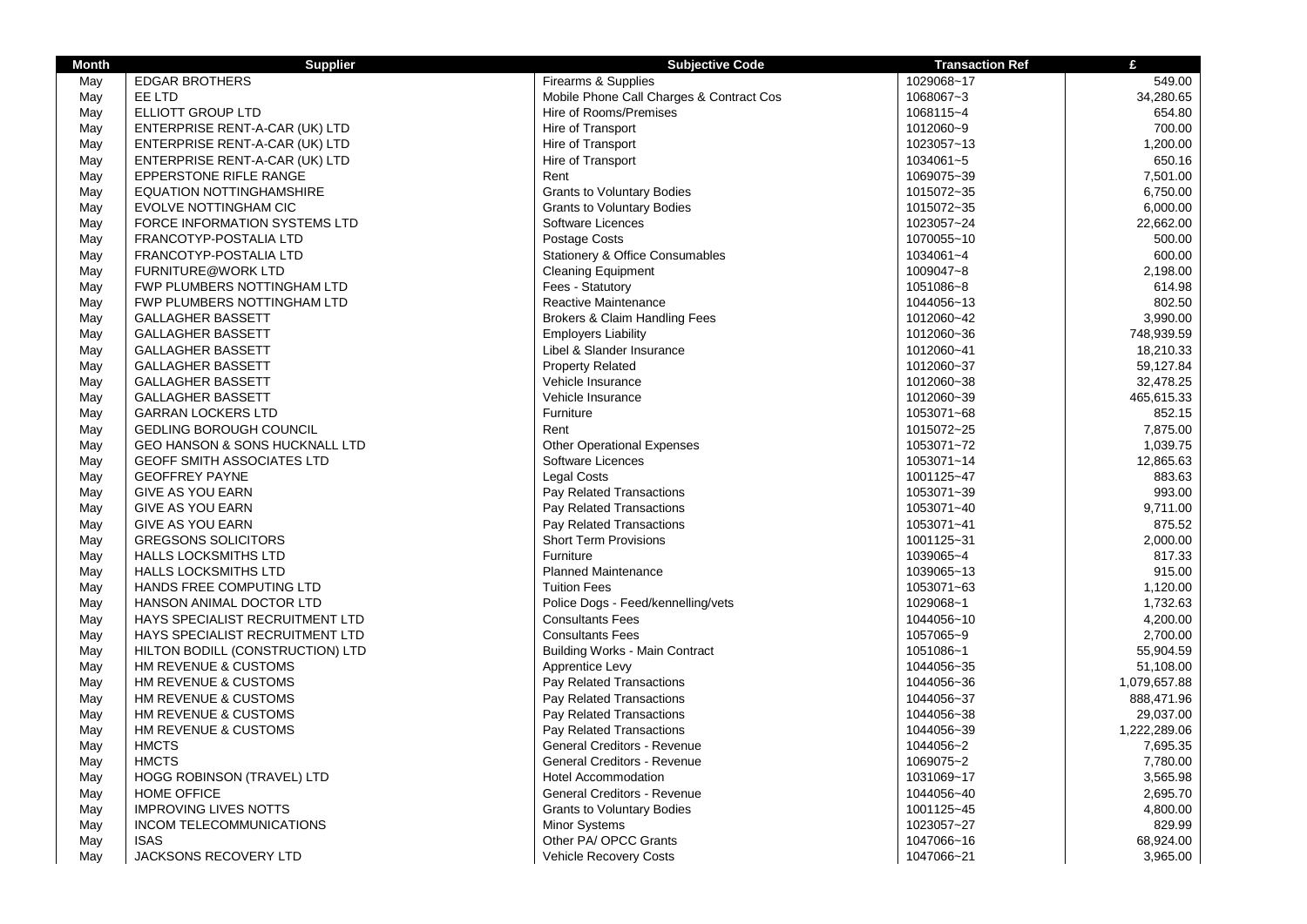| Month | Supplier | Subjective Code | Transaction Ref | £ |
| --- | --- | --- | --- | --- |
| May | EDGAR BROTHERS | Firearms & Supplies | 1029068~17 | 549.00 |
| May | EE LTD | Mobile Phone Call Charges & Contract Cos | 1068067~3 | 34,280.65 |
| May | ELLIOTT GROUP LTD | Hire of Rooms/Premises | 1068115~4 | 654.80 |
| May | ENTERPRISE RENT-A-CAR (UK) LTD | Hire of Transport | 1012060~9 | 700.00 |
| May | ENTERPRISE RENT-A-CAR (UK) LTD | Hire of Transport | 1023057~13 | 1,200.00 |
| May | ENTERPRISE RENT-A-CAR (UK) LTD | Hire of Transport | 1034061~5 | 650.16 |
| May | EPPERSTONE RIFLE RANGE | Rent | 1069075~39 | 7,501.00 |
| May | EQUATION NOTTINGHAMSHIRE | Grants to Voluntary Bodies | 1015072~35 | 6,750.00 |
| May | EVOLVE NOTTINGHAM CIC | Grants to Voluntary Bodies | 1015072~35 | 6,000.00 |
| May | FORCE INFORMATION SYSTEMS LTD | Software Licences | 1023057~24 | 22,662.00 |
| May | FRANCOTYP-POSTALIA LTD | Postage Costs | 1070055~10 | 500.00 |
| May | FRANCOTYP-POSTALIA LTD | Stationery & Office Consumables | 1034061~4 | 600.00 |
| May | FURNITURE@WORK LTD | Cleaning Equipment | 1009047~8 | 2,198.00 |
| May | FWP PLUMBERS NOTTINGHAM LTD | Fees - Statutory | 1051086~8 | 614.98 |
| May | FWP PLUMBERS NOTTINGHAM LTD | Reactive Maintenance | 1044056~13 | 802.50 |
| May | GALLAGHER BASSETT | Brokers & Claim Handling Fees | 1012060~42 | 3,990.00 |
| May | GALLAGHER BASSETT | Employers Liability | 1012060~36 | 748,939.59 |
| May | GALLAGHER BASSETT | Libel & Slander Insurance | 1012060~41 | 18,210.33 |
| May | GALLAGHER BASSETT | Property Related | 1012060~37 | 59,127.84 |
| May | GALLAGHER BASSETT | Vehicle Insurance | 1012060~38 | 32,478.25 |
| May | GALLAGHER BASSETT | Vehicle Insurance | 1012060~39 | 465,615.33 |
| May | GARRAN LOCKERS LTD | Furniture | 1053071~68 | 852.15 |
| May | GEDLING BOROUGH COUNCIL | Rent | 1015072~25 | 7,875.00 |
| May | GEO HANSON & SONS HUCKNALL LTD | Other Operational Expenses | 1053071~72 | 1,039.75 |
| May | GEOFF SMITH ASSOCIATES LTD | Software Licences | 1053071~14 | 12,865.63 |
| May | GEOFFREY PAYNE | Legal Costs | 1001125~47 | 883.63 |
| May | GIVE AS YOU EARN | Pay Related Transactions | 1053071~39 | 993.00 |
| May | GIVE AS YOU EARN | Pay Related Transactions | 1053071~40 | 9,711.00 |
| May | GIVE AS YOU EARN | Pay Related Transactions | 1053071~41 | 875.52 |
| May | GREGSONS SOLICITORS | Short Term Provisions | 1001125~31 | 2,000.00 |
| May | HALLS LOCKSMITHS LTD | Furniture | 1039065~4 | 817.33 |
| May | HALLS LOCKSMITHS LTD | Planned Maintenance | 1039065~13 | 915.00 |
| May | HANDS FREE COMPUTING LTD | Tuition Fees | 1053071~63 | 1,120.00 |
| May | HANSON ANIMAL DOCTOR LTD | Police Dogs - Feed/kennelling/vets | 1029068~1 | 1,732.63 |
| May | HAYS SPECIALIST RECRUITMENT LTD | Consultants Fees | 1044056~10 | 4,200.00 |
| May | HAYS SPECIALIST RECRUITMENT LTD | Consultants Fees | 1057065~9 | 2,700.00 |
| May | HILTON BODILL (CONSTRUCTION) LTD | Building Works - Main Contract | 1051086~1 | 55,904.59 |
| May | HM REVENUE & CUSTOMS | Apprentice Levy | 1044056~35 | 51,108.00 |
| May | HM REVENUE & CUSTOMS | Pay Related Transactions | 1044056~36 | 1,079,657.88 |
| May | HM REVENUE & CUSTOMS | Pay Related Transactions | 1044056~37 | 888,471.96 |
| May | HM REVENUE & CUSTOMS | Pay Related Transactions | 1044056~38 | 29,037.00 |
| May | HM REVENUE & CUSTOMS | Pay Related Transactions | 1044056~39 | 1,222,289.06 |
| May | HMCTS | General Creditors - Revenue | 1044056~2 | 7,695.35 |
| May | HMCTS | General Creditors - Revenue | 1069075~2 | 7,780.00 |
| May | HOGG ROBINSON (TRAVEL) LTD | Hotel Accommodation | 1031069~17 | 3,565.98 |
| May | HOME OFFICE | General Creditors - Revenue | 1044056~40 | 2,695.70 |
| May | IMPROVING LIVES NOTTS | Grants to Voluntary Bodies | 1001125~45 | 4,800.00 |
| May | INCOM TELECOMMUNICATIONS | Minor Systems | 1023057~27 | 829.99 |
| May | ISAS | Other PA/ OPCC Grants | 1047066~16 | 68,924.00 |
| May | JACKSONS RECOVERY LTD | Vehicle Recovery Costs | 1047066~21 | 3,965.00 |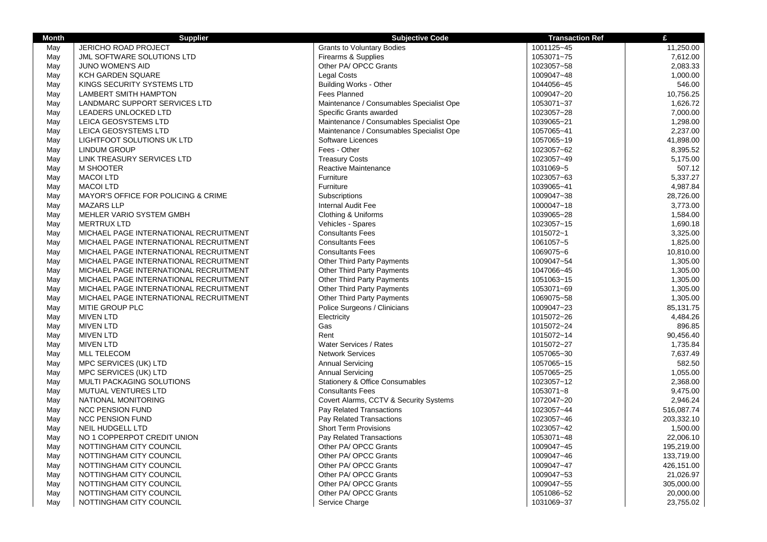| Month | Supplier | Subjective Code | Transaction Ref | £ |
|---|---|---|---|---|
| May | JERICHO ROAD PROJECT | Grants to Voluntary Bodies | 1001125~45 | 11,250.00 |
| May | JML SOFTWARE SOLUTIONS LTD | Firearms & Supplies | 1053071~75 | 7,612.00 |
| May | JUNO WOMEN'S AID | Other PA/ OPCC Grants | 1023057~58 | 2,083.33 |
| May | KCH GARDEN SQUARE | Legal Costs | 1009047~48 | 1,000.00 |
| May | KINGS SECURITY SYSTEMS LTD | Building Works - Other | 1044056~45 | 546.00 |
| May | LAMBERT SMITH HAMPTON | Fees Planned | 1009047~20 | 10,756.25 |
| May | LANDMARC SUPPORT SERVICES LTD | Maintenance / Consumables Specialist Ope | 1053071~37 | 1,626.72 |
| May | LEADERS UNLOCKED LTD | Specific Grants awarded | 1023057~28 | 7,000.00 |
| May | LEICA GEOSYSTEMS LTD | Maintenance / Consumables Specialist Ope | 1039065~21 | 1,298.00 |
| May | LEICA GEOSYSTEMS LTD | Maintenance / Consumables Specialist Ope | 1057065~41 | 2,237.00 |
| May | LIGHTFOOT SOLUTIONS UK LTD | Software Licences | 1057065~19 | 41,898.00 |
| May | LINDUM GROUP | Fees - Other | 1023057~62 | 8,395.52 |
| May | LINK TREASURY SERVICES LTD | Treasury Costs | 1023057~49 | 5,175.00 |
| May | M SHOOTER | Reactive Maintenance | 1031069~5 | 507.12 |
| May | MACOI LTD | Furniture | 1023057~63 | 5,337.27 |
| May | MACOI LTD | Furniture | 1039065~41 | 4,987.84 |
| May | MAYOR'S OFFICE FOR POLICING & CRIME | Subscriptions | 1009047~38 | 28,726.00 |
| May | MAZARS LLP | Internal Audit Fee | 1000047~18 | 3,773.00 |
| May | MEHLER VARIO SYSTEM GMBH | Clothing & Uniforms | 1039065~28 | 1,584.00 |
| May | MERTRUX LTD | Vehicles - Spares | 1023057~15 | 1,690.18 |
| May | MICHAEL PAGE INTERNATIONAL RECRUITMENT | Consultants Fees | 1015072~1 | 3,325.00 |
| May | MICHAEL PAGE INTERNATIONAL RECRUITMENT | Consultants Fees | 1061057~5 | 1,825.00 |
| May | MICHAEL PAGE INTERNATIONAL RECRUITMENT | Consultants Fees | 1069075~6 | 10,810.00 |
| May | MICHAEL PAGE INTERNATIONAL RECRUITMENT | Other Third Party Payments | 1009047~54 | 1,305.00 |
| May | MICHAEL PAGE INTERNATIONAL RECRUITMENT | Other Third Party Payments | 1047066~45 | 1,305.00 |
| May | MICHAEL PAGE INTERNATIONAL RECRUITMENT | Other Third Party Payments | 1051063~15 | 1,305.00 |
| May | MICHAEL PAGE INTERNATIONAL RECRUITMENT | Other Third Party Payments | 1053071~69 | 1,305.00 |
| May | MICHAEL PAGE INTERNATIONAL RECRUITMENT | Other Third Party Payments | 1069075~58 | 1,305.00 |
| May | MITIE GROUP PLC | Police Surgeons / Clinicians | 1009047~23 | 85,131.75 |
| May | MIVEN LTD | Electricity | 1015072~26 | 4,484.26 |
| May | MIVEN LTD | Gas | 1015072~24 | 896.85 |
| May | MIVEN LTD | Rent | 1015072~14 | 90,456.40 |
| May | MIVEN LTD | Water Services / Rates | 1015072~27 | 1,735.84 |
| May | MLL TELECOM | Network Services | 1057065~30 | 7,637.49 |
| May | MPC SERVICES (UK) LTD | Annual Servicing | 1057065~15 | 582.50 |
| May | MPC SERVICES (UK) LTD | Annual Servicing | 1057065~25 | 1,055.00 |
| May | MULTI PACKAGING SOLUTIONS | Stationery & Office Consumables | 1023057~12 | 2,368.00 |
| May | MUTUAL VENTURES LTD | Consultants Fees | 1053071~8 | 9,475.00 |
| May | NATIONAL MONITORING | Covert Alarms, CCTV & Security Systems | 1072047~20 | 2,946.24 |
| May | NCC PENSION FUND | Pay Related Transactions | 1023057~44 | 516,087.74 |
| May | NCC PENSION FUND | Pay Related Transactions | 1023057~46 | 203,332.10 |
| May | NEIL HUDGELL LTD | Short Term Provisions | 1023057~42 | 1,500.00 |
| May | NO 1 COPPERPOT CREDIT UNION | Pay Related Transactions | 1053071~48 | 22,006.10 |
| May | NOTTINGHAM CITY COUNCIL | Other PA/ OPCC Grants | 1009047~45 | 195,219.00 |
| May | NOTTINGHAM CITY COUNCIL | Other PA/ OPCC Grants | 1009047~46 | 133,719.00 |
| May | NOTTINGHAM CITY COUNCIL | Other PA/ OPCC Grants | 1009047~47 | 426,151.00 |
| May | NOTTINGHAM CITY COUNCIL | Other PA/ OPCC Grants | 1009047~53 | 21,026.97 |
| May | NOTTINGHAM CITY COUNCIL | Other PA/ OPCC Grants | 1009047~55 | 305,000.00 |
| May | NOTTINGHAM CITY COUNCIL | Other PA/ OPCC Grants | 1051086~52 | 20,000.00 |
| May | NOTTINGHAM CITY COUNCIL | Service Charge | 1031069~37 | 23,755.02 |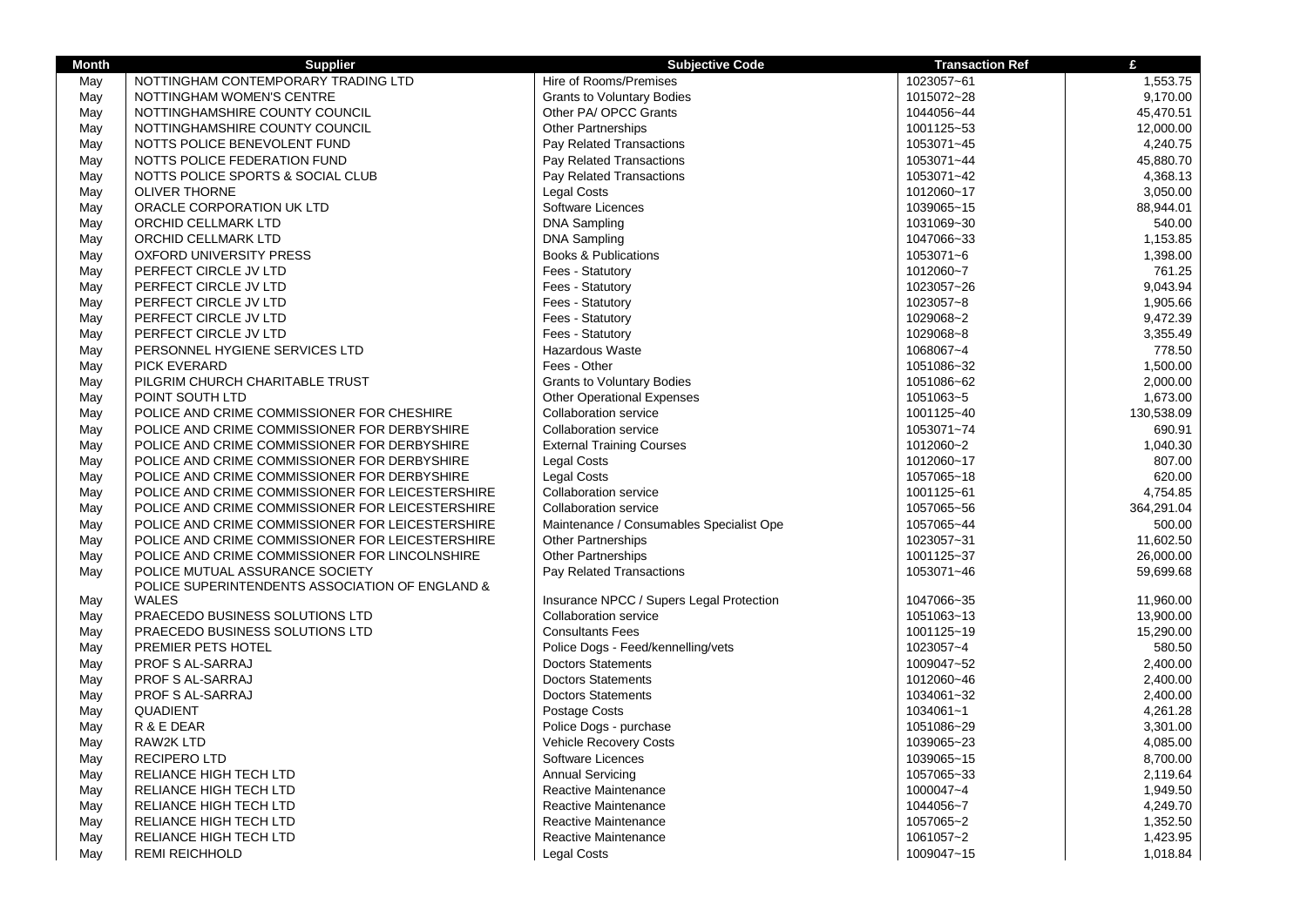| Month | Supplier | Subjective Code | Transaction Ref | £ |
|---|---|---|---|---|
| May | NOTTINGHAM CONTEMPORARY TRADING LTD | Hire of Rooms/Premises | 1023057~61 | 1,553.75 |
| May | NOTTINGHAM WOMEN'S CENTRE | Grants to Voluntary Bodies | 1015072~28 | 9,170.00 |
| May | NOTTINGHAMSHIRE COUNTY COUNCIL | Other PA/ OPCC Grants | 1044056~44 | 45,470.51 |
| May | NOTTINGHAMSHIRE COUNTY COUNCIL | Other Partnerships | 1001125~53 | 12,000.00 |
| May | NOTTS POLICE BENEVOLENT FUND | Pay Related Transactions | 1053071~45 | 4,240.75 |
| May | NOTTS POLICE FEDERATION FUND | Pay Related Transactions | 1053071~44 | 45,880.70 |
| May | NOTTS POLICE SPORTS & SOCIAL CLUB | Pay Related Transactions | 1053071~42 | 4,368.13 |
| May | OLIVER THORNE | Legal Costs | 1012060~17 | 3,050.00 |
| May | ORACLE CORPORATION UK LTD | Software Licences | 1039065~15 | 88,944.01 |
| May | ORCHID CELLMARK LTD | DNA Sampling | 1031069~30 | 540.00 |
| May | ORCHID CELLMARK LTD | DNA Sampling | 1047066~33 | 1,153.85 |
| May | OXFORD UNIVERSITY PRESS | Books & Publications | 1053071~6 | 1,398.00 |
| May | PERFECT CIRCLE JV LTD | Fees - Statutory | 1012060~7 | 761.25 |
| May | PERFECT CIRCLE JV LTD | Fees - Statutory | 1023057~26 | 9,043.94 |
| May | PERFECT CIRCLE JV LTD | Fees - Statutory | 1023057~8 | 1,905.66 |
| May | PERFECT CIRCLE JV LTD | Fees - Statutory | 1029068~2 | 9,472.39 |
| May | PERFECT CIRCLE JV LTD | Fees - Statutory | 1029068~8 | 3,355.49 |
| May | PERSONNEL HYGIENE SERVICES LTD | Hazardous Waste | 1068067~4 | 778.50 |
| May | PICK EVERARD | Fees - Other | 1051086~32 | 1,500.00 |
| May | PILGRIM CHURCH CHARITABLE TRUST | Grants to Voluntary Bodies | 1051086~62 | 2,000.00 |
| May | POINT SOUTH LTD | Other Operational Expenses | 1051063~5 | 1,673.00 |
| May | POLICE AND CRIME COMMISSIONER FOR CHESHIRE | Collaboration service | 1001125~40 | 130,538.09 |
| May | POLICE AND CRIME COMMISSIONER FOR DERBYSHIRE | Collaboration service | 1053071~74 | 690.91 |
| May | POLICE AND CRIME COMMISSIONER FOR DERBYSHIRE | External Training Courses | 1012060~2 | 1,040.30 |
| May | POLICE AND CRIME COMMISSIONER FOR DERBYSHIRE | Legal Costs | 1012060~17 | 807.00 |
| May | POLICE AND CRIME COMMISSIONER FOR DERBYSHIRE | Legal Costs | 1057065~18 | 620.00 |
| May | POLICE AND CRIME COMMISSIONER FOR LEICESTERSHIRE | Collaboration service | 1001125~61 | 4,754.85 |
| May | POLICE AND CRIME COMMISSIONER FOR LEICESTERSHIRE | Collaboration service | 1057065~56 | 364,291.04 |
| May | POLICE AND CRIME COMMISSIONER FOR LEICESTERSHIRE | Maintenance / Consumables Specialist Ope | 1057065~44 | 500.00 |
| May | POLICE AND CRIME COMMISSIONER FOR LEICESTERSHIRE | Other Partnerships | 1023057~31 | 11,602.50 |
| May | POLICE AND CRIME COMMISSIONER FOR LINCOLNSHIRE | Other Partnerships | 1001125~37 | 26,000.00 |
| May | POLICE MUTUAL ASSURANCE SOCIETY | Pay Related Transactions | 1053071~46 | 59,699.68 |
| May | POLICE SUPERINTENDENTS ASSOCIATION OF ENGLAND & WALES | Insurance NPCC / Supers Legal Protection | 1047066~35 | 11,960.00 |
| May | PRAECEDO BUSINESS SOLUTIONS LTD | Collaboration service | 1051063~13 | 13,900.00 |
| May | PRAECEDO BUSINESS SOLUTIONS LTD | Consultants Fees | 1001125~19 | 15,290.00 |
| May | PREMIER PETS HOTEL | Police Dogs - Feed/kennelling/vets | 1023057~4 | 580.50 |
| May | PROF S AL-SARRAJ | Doctors Statements | 1009047~52 | 2,400.00 |
| May | PROF S AL-SARRAJ | Doctors Statements | 1012060~46 | 2,400.00 |
| May | PROF S AL-SARRAJ | Doctors Statements | 1034061~32 | 2,400.00 |
| May | QUADIENT | Postage Costs | 1034061~1 | 4,261.28 |
| May | R & E DEAR | Police Dogs - purchase | 1051086~29 | 3,301.00 |
| May | RAW2K LTD | Vehicle Recovery Costs | 1039065~23 | 4,085.00 |
| May | RECIPERO LTD | Software Licences | 1039065~15 | 8,700.00 |
| May | RELIANCE HIGH TECH LTD | Annual Servicing | 1057065~33 | 2,119.64 |
| May | RELIANCE HIGH TECH LTD | Reactive Maintenance | 1000047~4 | 1,949.50 |
| May | RELIANCE HIGH TECH LTD | Reactive Maintenance | 1044056~7 | 4,249.70 |
| May | RELIANCE HIGH TECH LTD | Reactive Maintenance | 1057065~2 | 1,352.50 |
| May | RELIANCE HIGH TECH LTD | Reactive Maintenance | 1061057~2 | 1,423.95 |
| May | REMI REICHHOLD | Legal Costs | 1009047~15 | 1,018.84 |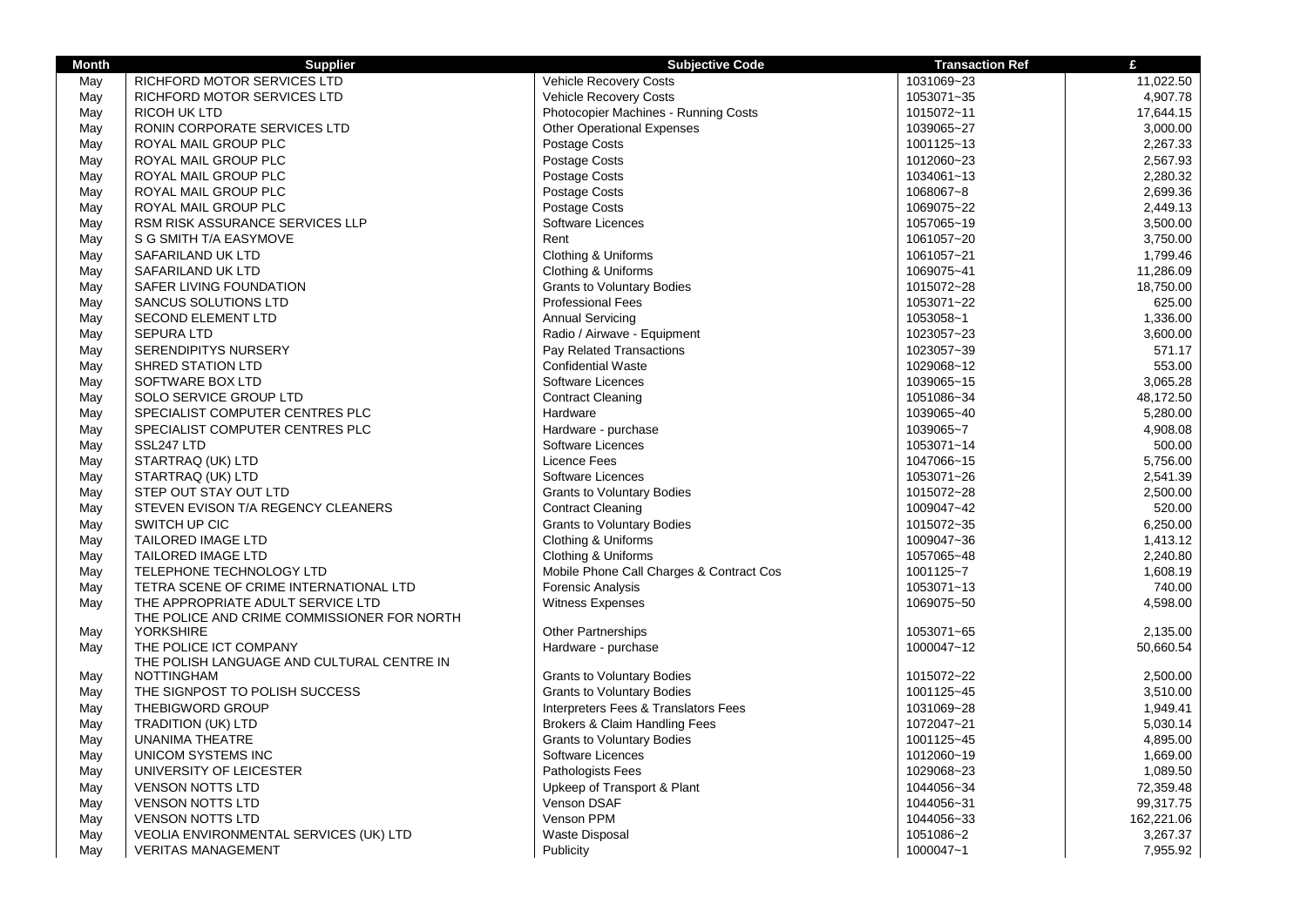| Month | Supplier | Subjective Code | Transaction Ref | £ |
|---|---|---|---|---|
| May | RICHFORD MOTOR SERVICES LTD | Vehicle Recovery Costs | 1031069~23 | 11,022.50 |
| May | RICHFORD MOTOR SERVICES LTD | Vehicle Recovery Costs | 1053071~35 | 4,907.78 |
| May | RICOH UK LTD | Photocopier Machines - Running Costs | 1015072~11 | 17,644.15 |
| May | RONIN CORPORATE SERVICES LTD | Other Operational Expenses | 1039065~27 | 3,000.00 |
| May | ROYAL MAIL GROUP PLC | Postage Costs | 1001125~13 | 2,267.33 |
| May | ROYAL MAIL GROUP PLC | Postage Costs | 1012060~23 | 2,567.93 |
| May | ROYAL MAIL GROUP PLC | Postage Costs | 1034061~13 | 2,280.32 |
| May | ROYAL MAIL GROUP PLC | Postage Costs | 1068067~8 | 2,699.36 |
| May | ROYAL MAIL GROUP PLC | Postage Costs | 1069075~22 | 2,449.13 |
| May | RSM RISK ASSURANCE SERVICES LLP | Software Licences | 1057065~19 | 3,500.00 |
| May | S G SMITH T/A EASYMOVE | Rent | 1061057~20 | 3,750.00 |
| May | SAFARILAND UK LTD | Clothing & Uniforms | 1061057~21 | 1,799.46 |
| May | SAFARILAND UK LTD | Clothing & Uniforms | 1069075~41 | 11,286.09 |
| May | SAFER LIVING FOUNDATION | Grants to Voluntary Bodies | 1015072~28 | 18,750.00 |
| May | SANCUS SOLUTIONS LTD | Professional Fees | 1053071~22 | 625.00 |
| May | SECOND ELEMENT LTD | Annual Servicing | 1053058~1 | 1,336.00 |
| May | SEPURA LTD | Radio / Airwave - Equipment | 1023057~23 | 3,600.00 |
| May | SERENDIPITYS NURSERY | Pay Related Transactions | 1023057~39 | 571.17 |
| May | SHRED STATION LTD | Confidential Waste | 1029068~12 | 553.00 |
| May | SOFTWARE BOX LTD | Software Licences | 1039065~15 | 3,065.28 |
| May | SOLO SERVICE GROUP LTD | Contract Cleaning | 1051086~34 | 48,172.50 |
| May | SPECIALIST COMPUTER CENTRES PLC | Hardware | 1039065~40 | 5,280.00 |
| May | SPECIALIST COMPUTER CENTRES PLC | Hardware - purchase | 1039065~7 | 4,908.08 |
| May | SSL247 LTD | Software Licences | 1053071~14 | 500.00 |
| May | STARTRAQ (UK) LTD | Licence Fees | 1047066~15 | 5,756.00 |
| May | STARTRAQ (UK) LTD | Software Licences | 1053071~26 | 2,541.39 |
| May | STEP OUT STAY OUT LTD | Grants to Voluntary Bodies | 1015072~28 | 2,500.00 |
| May | STEVEN EVISON T/A REGENCY CLEANERS | Contract Cleaning | 1009047~42 | 520.00 |
| May | SWITCH UP CIC | Grants to Voluntary Bodies | 1015072~35 | 6,250.00 |
| May | TAILORED IMAGE LTD | Clothing & Uniforms | 1009047~36 | 1,413.12 |
| May | TAILORED IMAGE LTD | Clothing & Uniforms | 1057065~48 | 2,240.80 |
| May | TELEPHONE TECHNOLOGY LTD | Mobile Phone Call Charges & Contract Cos | 1001125~7 | 1,608.19 |
| May | TETRA SCENE OF CRIME INTERNATIONAL LTD | Forensic Analysis | 1053071~13 | 740.00 |
| May | THE APPROPRIATE ADULT SERVICE LTD | Witness Expenses | 1069075~50 | 4,598.00 |
| May | THE POLICE AND CRIME COMMISSIONER FOR NORTH YORKSHIRE | Other Partnerships | 1053071~65 | 2,135.00 |
| May | THE POLICE ICT COMPANY | Hardware - purchase | 1000047~12 | 50,660.54 |
| May | THE POLISH LANGUAGE AND CULTURAL CENTRE IN NOTTINGHAM | Grants to Voluntary Bodies | 1015072~22 | 2,500.00 |
| May | THE SIGNPOST TO POLISH SUCCESS | Grants to Voluntary Bodies | 1001125~45 | 3,510.00 |
| May | THEBIGWORD GROUP | Interpreters Fees & Translators Fees | 1031069~28 | 1,949.41 |
| May | TRADITION (UK) LTD | Brokers & Claim Handling Fees | 1072047~21 | 5,030.14 |
| May | UNANIMA THEATRE | Grants to Voluntary Bodies | 1001125~45 | 4,895.00 |
| May | UNICOM SYSTEMS INC | Software Licences | 1012060~19 | 1,669.00 |
| May | UNIVERSITY OF LEICESTER | Pathologists Fees | 1029068~23 | 1,089.50 |
| May | VENSON NOTTS LTD | Upkeep of Transport & Plant | 1044056~34 | 72,359.48 |
| May | VENSON NOTTS LTD | Venson DSAF | 1044056~31 | 99,317.75 |
| May | VENSON NOTTS LTD | Venson PPM | 1044056~33 | 162,221.06 |
| May | VEOLIA ENVIRONMENTAL SERVICES (UK) LTD | Waste Disposal | 1051086~2 | 3,267.37 |
| May | VERITAS MANAGEMENT | Publicity | 1000047~1 | 7,955.92 |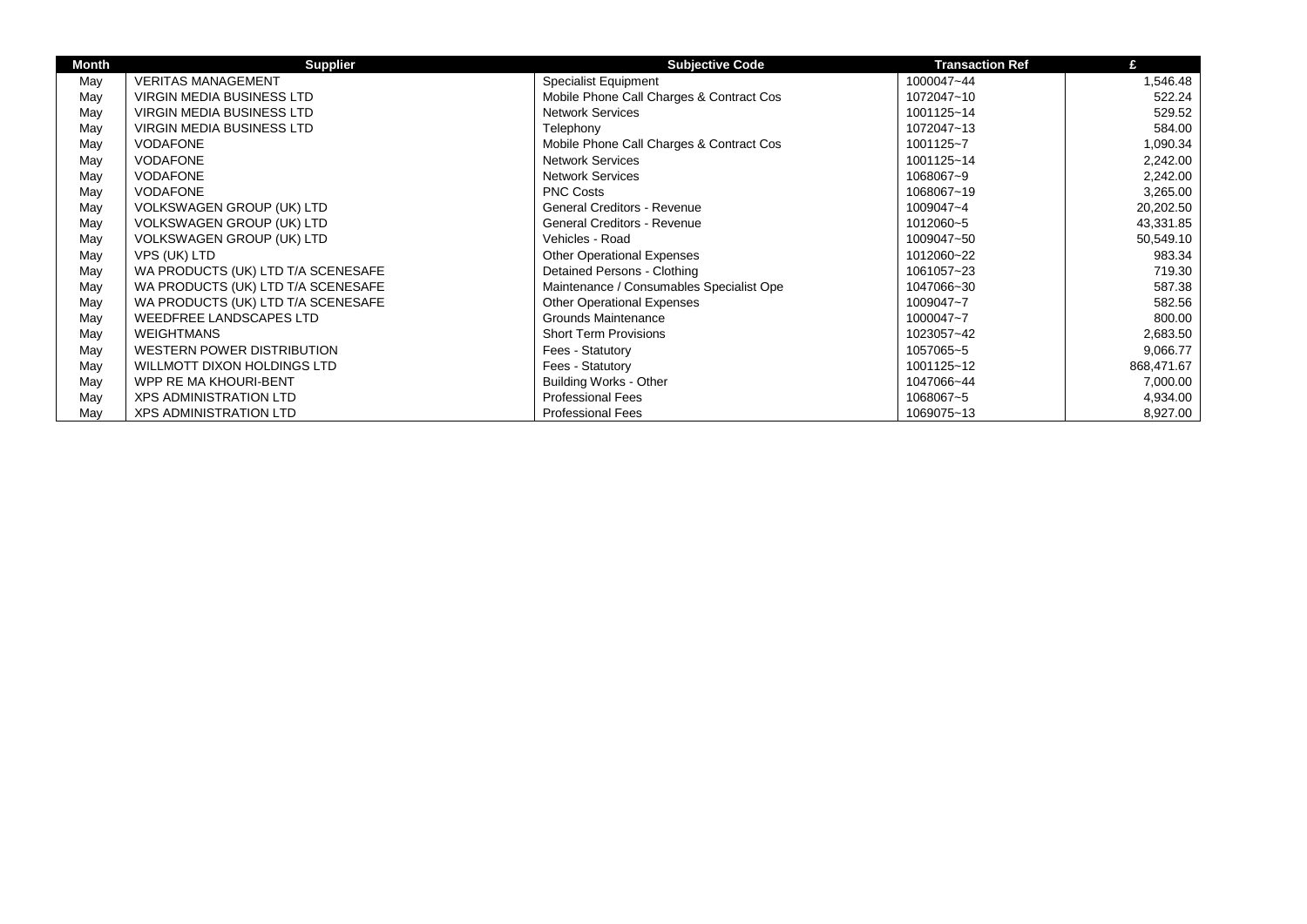| Month | Supplier | Subjective Code | Transaction Ref | £ |
|---|---|---|---|---|
| May | VERITAS MANAGEMENT | Specialist Equipment | 1000047~44 | 1,546.48 |
| May | VIRGIN MEDIA BUSINESS LTD | Mobile Phone Call Charges & Contract Cos | 1072047~10 | 522.24 |
| May | VIRGIN MEDIA BUSINESS LTD | Network Services | 1001125~14 | 529.52 |
| May | VIRGIN MEDIA BUSINESS LTD | Telephony | 1072047~13 | 584.00 |
| May | VODAFONE | Mobile Phone Call Charges & Contract Cos | 1001125~7 | 1,090.34 |
| May | VODAFONE | Network Services | 1001125~14 | 2,242.00 |
| May | VODAFONE | Network Services | 1068067~9 | 2,242.00 |
| May | VODAFONE | PNC Costs | 1068067~19 | 3,265.00 |
| May | VOLKSWAGEN GROUP (UK) LTD | General Creditors - Revenue | 1009047~4 | 20,202.50 |
| May | VOLKSWAGEN GROUP (UK) LTD | General Creditors - Revenue | 1012060~5 | 43,331.85 |
| May | VOLKSWAGEN GROUP (UK) LTD | Vehicles - Road | 1009047~50 | 50,549.10 |
| May | VPS (UK) LTD | Other Operational Expenses | 1012060~22 | 983.34 |
| May | WA PRODUCTS (UK) LTD T/A SCENESAFE | Detained Persons - Clothing | 1061057~23 | 719.30 |
| May | WA PRODUCTS (UK) LTD T/A SCENESAFE | Maintenance / Consumables Specialist Ope | 1047066~30 | 587.38 |
| May | WA PRODUCTS (UK) LTD T/A SCENESAFE | Other Operational Expenses | 1009047~7 | 582.56 |
| May | WEEDFREE LANDSCAPES LTD | Grounds Maintenance | 1000047~7 | 800.00 |
| May | WEIGHTMANS | Short Term Provisions | 1023057~42 | 2,683.50 |
| May | WESTERN POWER DISTRIBUTION | Fees - Statutory | 1057065~5 | 9,066.77 |
| May | WILLMOTT DIXON HOLDINGS LTD | Fees - Statutory | 1001125~12 | 868,471.67 |
| May | WPP RE MA KHOURI-BENT | Building Works - Other | 1047066~44 | 7,000.00 |
| May | XPS ADMINISTRATION LTD | Professional Fees | 1068067~5 | 4,934.00 |
| May | XPS ADMINISTRATION LTD | Professional Fees | 1069075~13 | 8,927.00 |